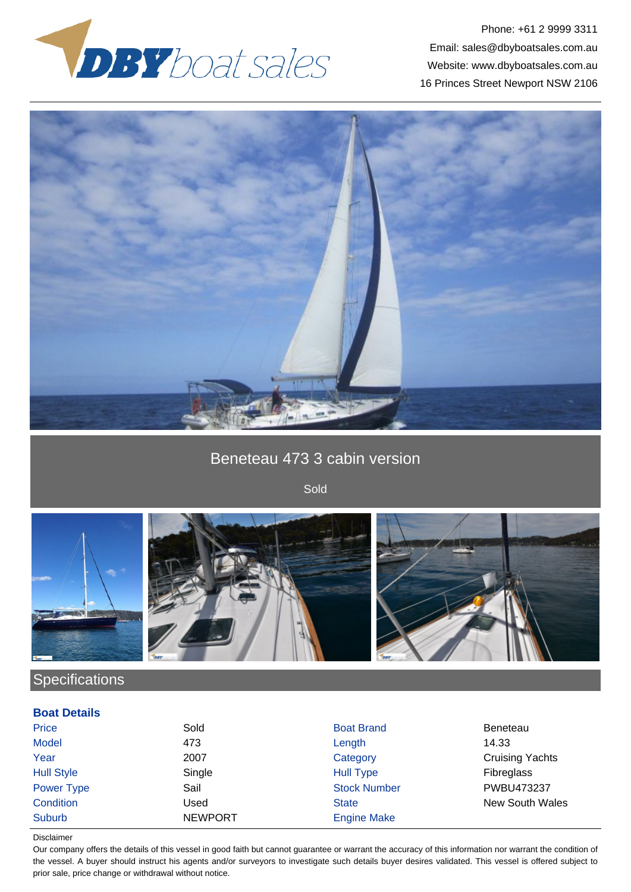DBY boat sales

Phone: +61 2 9999 3311
Email: sales@dbyboatsales.com.au
Website: www.dbyboatsales.com.au
16 Princes Street Newport NSW 2106

# Beneteau 473 3 cabin version

Sold

## Specifications

### Boat Details

| | | | |
|---|---|---|---|
| Price | Sold | Boat Brand | Beneteau |
| Model | 473 | Length | 14.33 |
| Year | 2007 | Category | Cruising Yachts |
| Hull Style | Single | Hull Type | Fibreglass |
| Power Type | Sail | Stock Number | PWBU473237 |
| Condition | Used | State | New South Wales |
| Suburb | NEWPORT | Engine Make | |

Disclaimer

Our company offers the details of this vessel in good faith but cannot guarantee or warrant the accuracy of this information nor warrant the condition of the vessel. A buyer should instruct his agents and/or surveyors to investigate such details buyer desires validated. This vessel is offered subject to prior sale, price change or withdrawal without notice.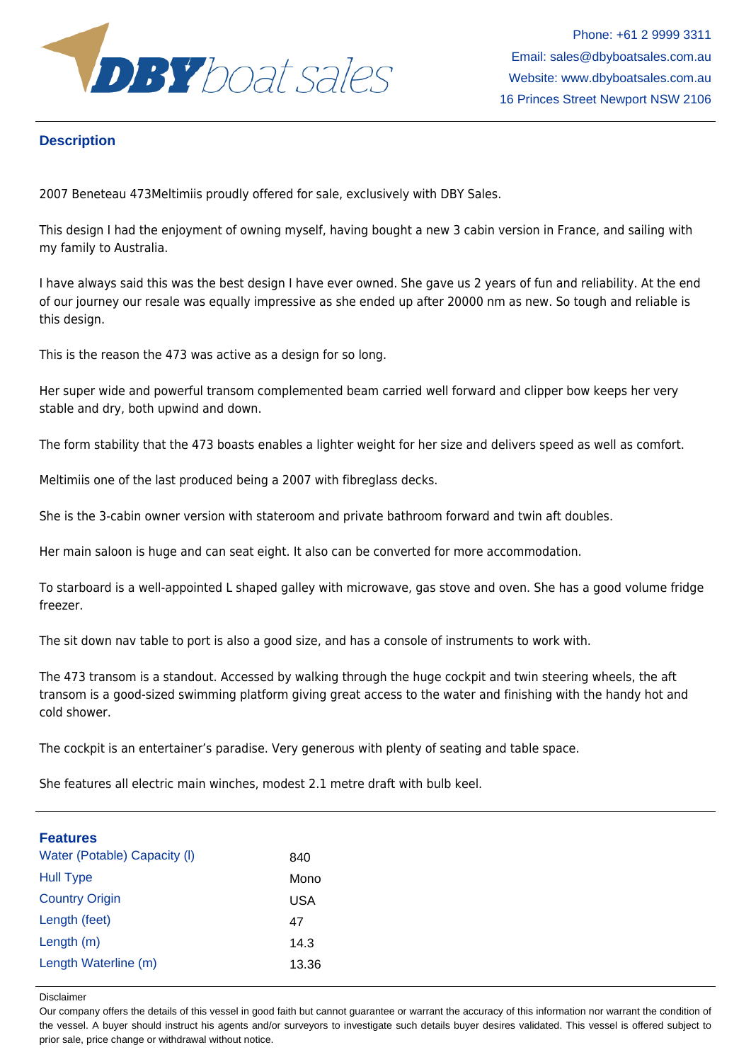## Description

2007 Beneteau 473Meltimiis proudly offered for sale, exclusively with DBY Sales.

This design I had the enjoyment of owning myself, having bought a new 3 cabin version in France, and sailing with my family to Australia.

I have always said this was the best design I have ever owned. She gave us 2 years of fun and reliability. At the end of our journey our resale was equally impressive as she ended up after 20000 nm as new. So tough and reliable is this design.

This is the reason the 473 was active as a design for so long.

Her super wide and powerful transom complemented beam carried well forward and clipper bow keeps her very stable and dry, both upwind and down.

The form stability that the 473 boasts enables a lighter weight for her size and delivers speed as well as comfort.

Meltimiis one of the last produced being a 2007 with fibreglass decks.

She is the 3-cabin owner version with stateroom and private bathroom forward and twin aft doubles.

Her main saloon is huge and can seat eight. It also can be converted for more accommodation.

To starboard is a well-appointed L shaped galley with microwave, gas stove and oven. She has a good volume fridge freezer.

The sit down nav table to port is also a good size, and has a console of instruments to work with.

The 473 transom is a standout. Accessed by walking through the huge cockpit and twin steering wheels, the aft transom is a good-sized swimming platform giving great access to the water and finishing with the handy hot and cold shower.

The cockpit is an entertainer's paradise. Very generous with plenty of seating and table space.

She features all electric main winches, modest 2.1 metre draft with bulb keel.

## Features

| | |
|---|---|
| Water (Potable) Capacity (l) | 840 |
| Hull Type | Mono |
| Country Origin | USA |
| Length (feet) | 47 |
| Length (m) | 14.3 |
| Length Waterline (m) | 13.36 |

Disclaimer

Our company offers the details of this vessel in good faith but cannot guarantee or warrant the accuracy of this information nor warrant the condition of the vessel. A buyer should instruct his agents and/or surveyors to investigate such details buyer desires validated. This vessel is offered subject to prior sale, price change or withdrawal without notice.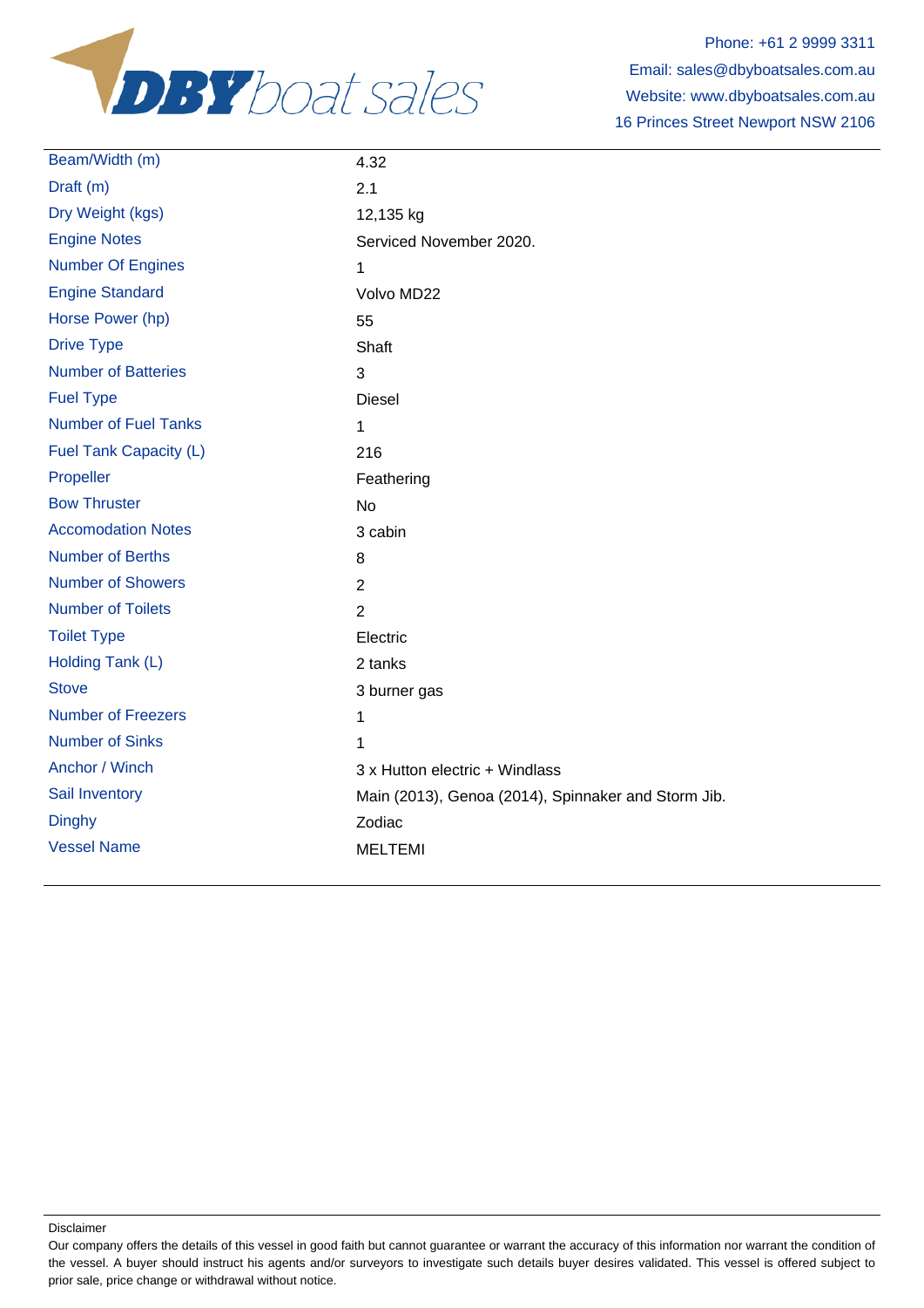| | |
|---|---|
| Beam/Width (m) | 4.32 |
| Draft (m) | 2.1 |
| Dry Weight (kgs) | 12,135 kg |
| Engine Notes | Serviced November 2020. |
| Number Of Engines | 1 |
| Engine Standard | Volvo MD22 |
| Horse Power (hp) | 55 |
| Drive Type | Shaft |
| Number of Batteries | 3 |
| Fuel Type | Diesel |
| Number of Fuel Tanks | 1 |
| Fuel Tank Capacity (L) | 216 |
| Propeller | Feathering |
| Bow Thruster | No |
| Accomodation Notes | 3 cabin |
| Number of Berths | 8 |
| Number of Showers | 2 |
| Number of Toilets | 2 |
| Toilet Type | Electric |
| Holding Tank (L) | 2 tanks |
| Stove | 3 burner gas |
| Number of Freezers | 1 |
| Number of Sinks | 1 |
| Anchor / Winch | 3 x Hutton electric + Windlass |
| Sail Inventory | Main (2013), Genoa (2014), Spinnaker and Storm Jib. |
| Dinghy | Zodiac |
| Vessel Name | MELTEMI |

Disclaimer

Our company offers the details of this vessel in good faith but cannot guarantee or warrant the accuracy of this information nor warrant the condition of the vessel. A buyer should instruct his agents and/or surveyors to investigate such details buyer desires validated. This vessel is offered subject to prior sale, price change or withdrawal without notice.